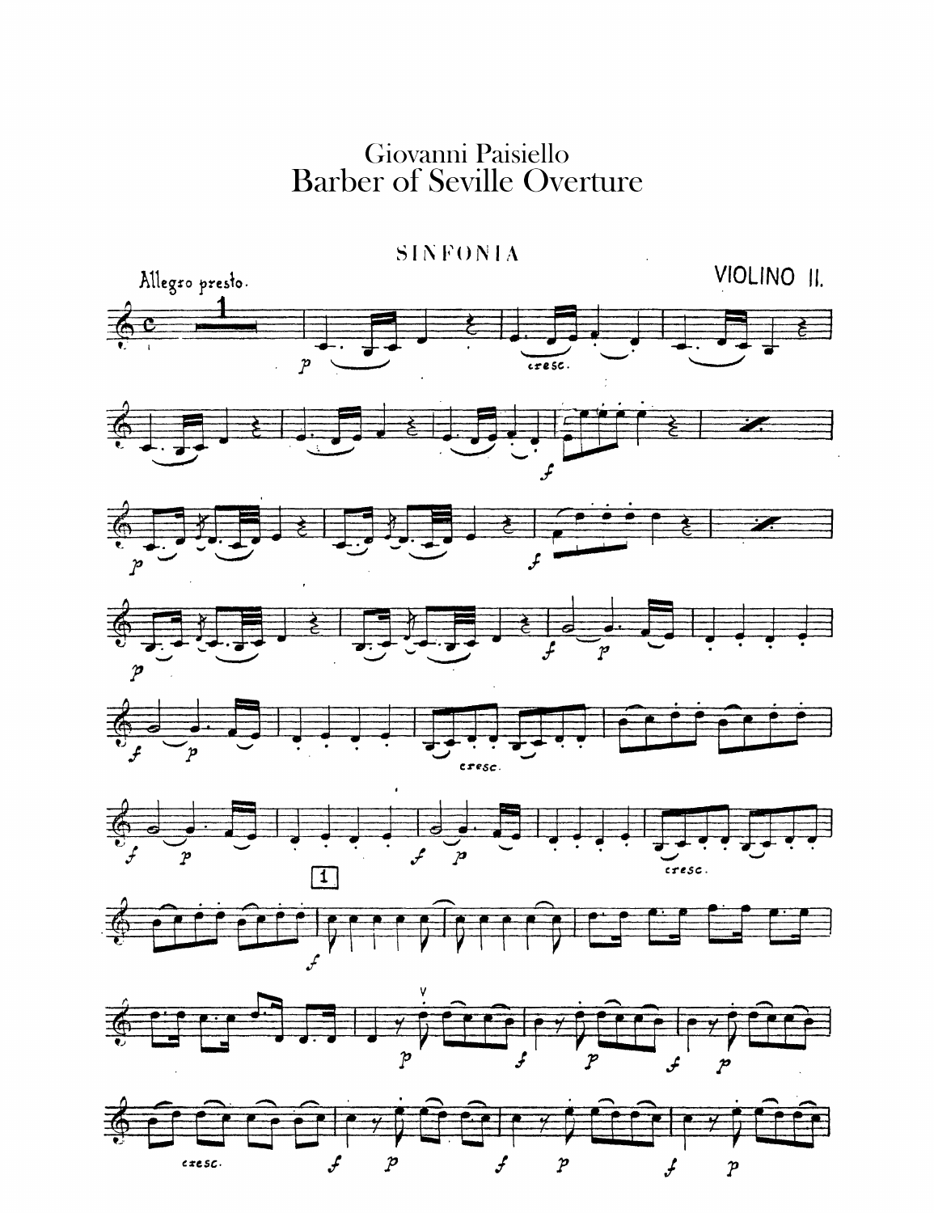Giovanni Paisiello

# Barber of Seville Overture

## SINFONIA

Allegro presto.

VIOLINO II.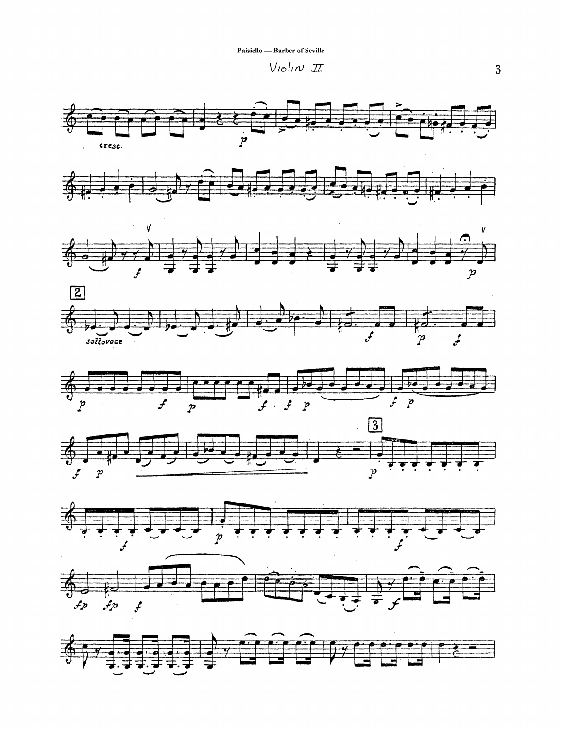# Violin II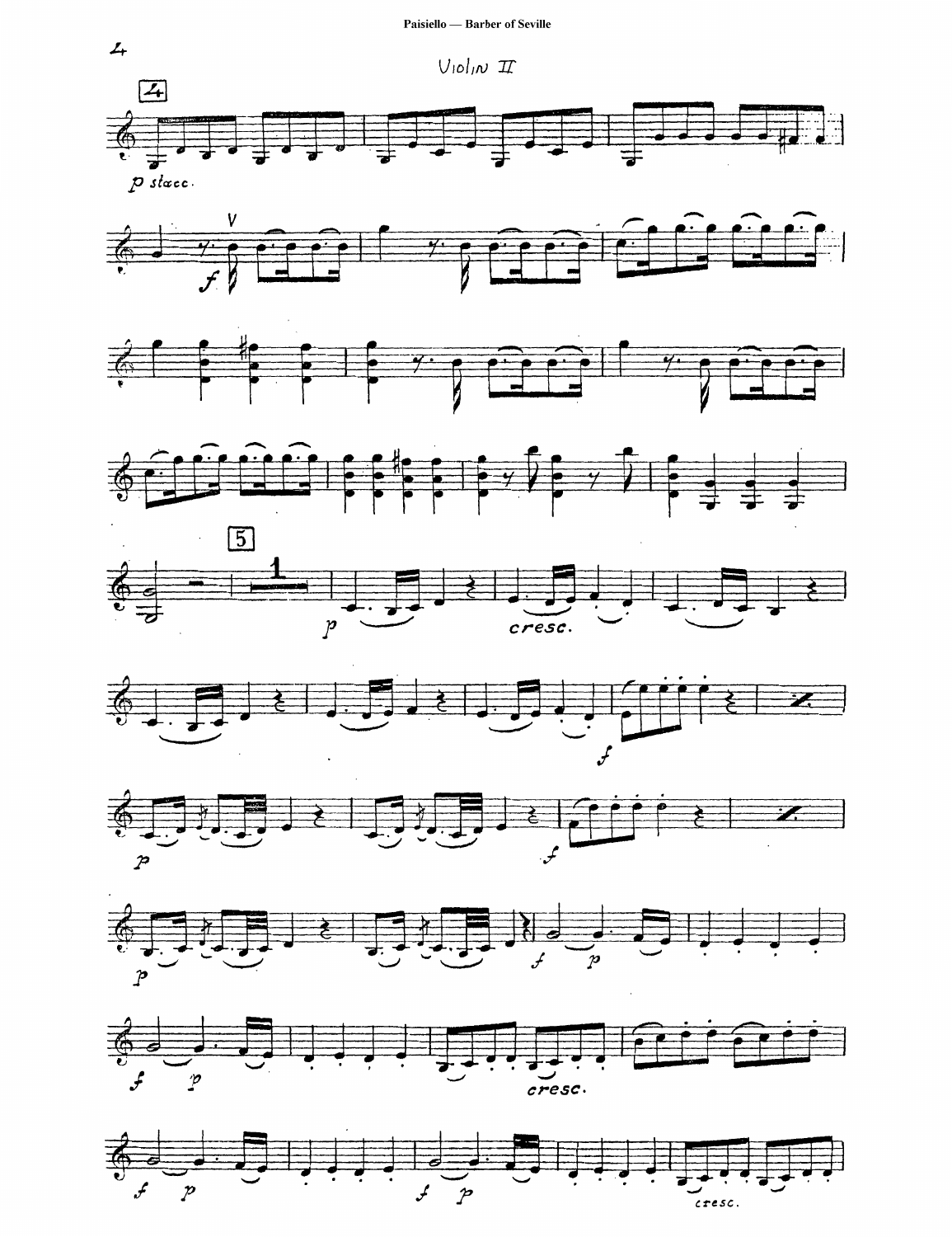Violin II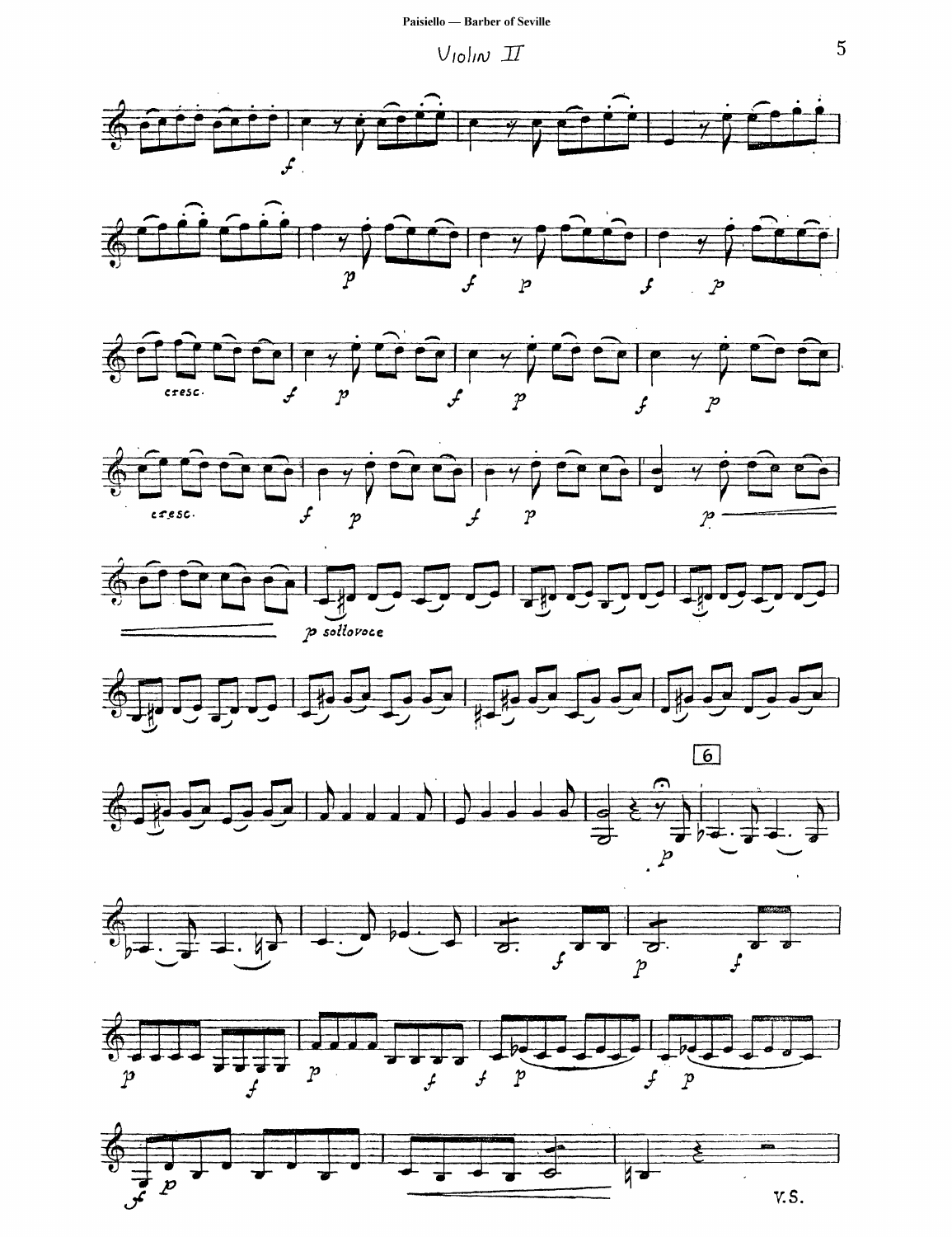Violin II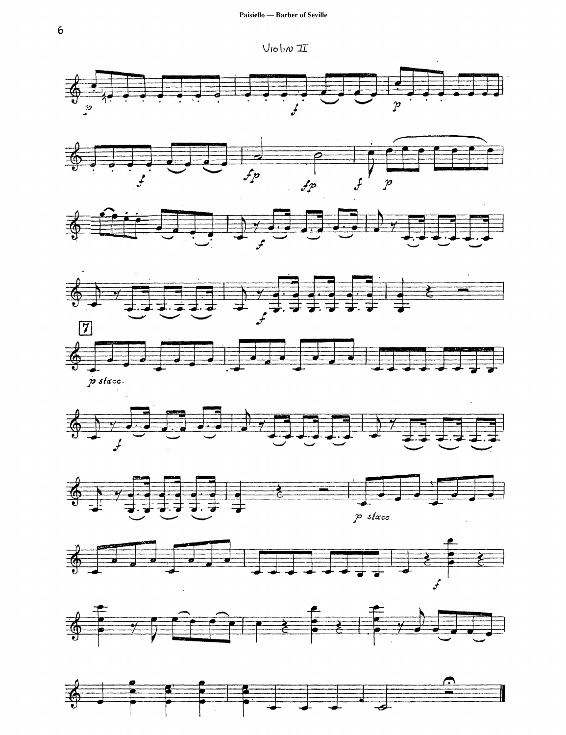Violin II